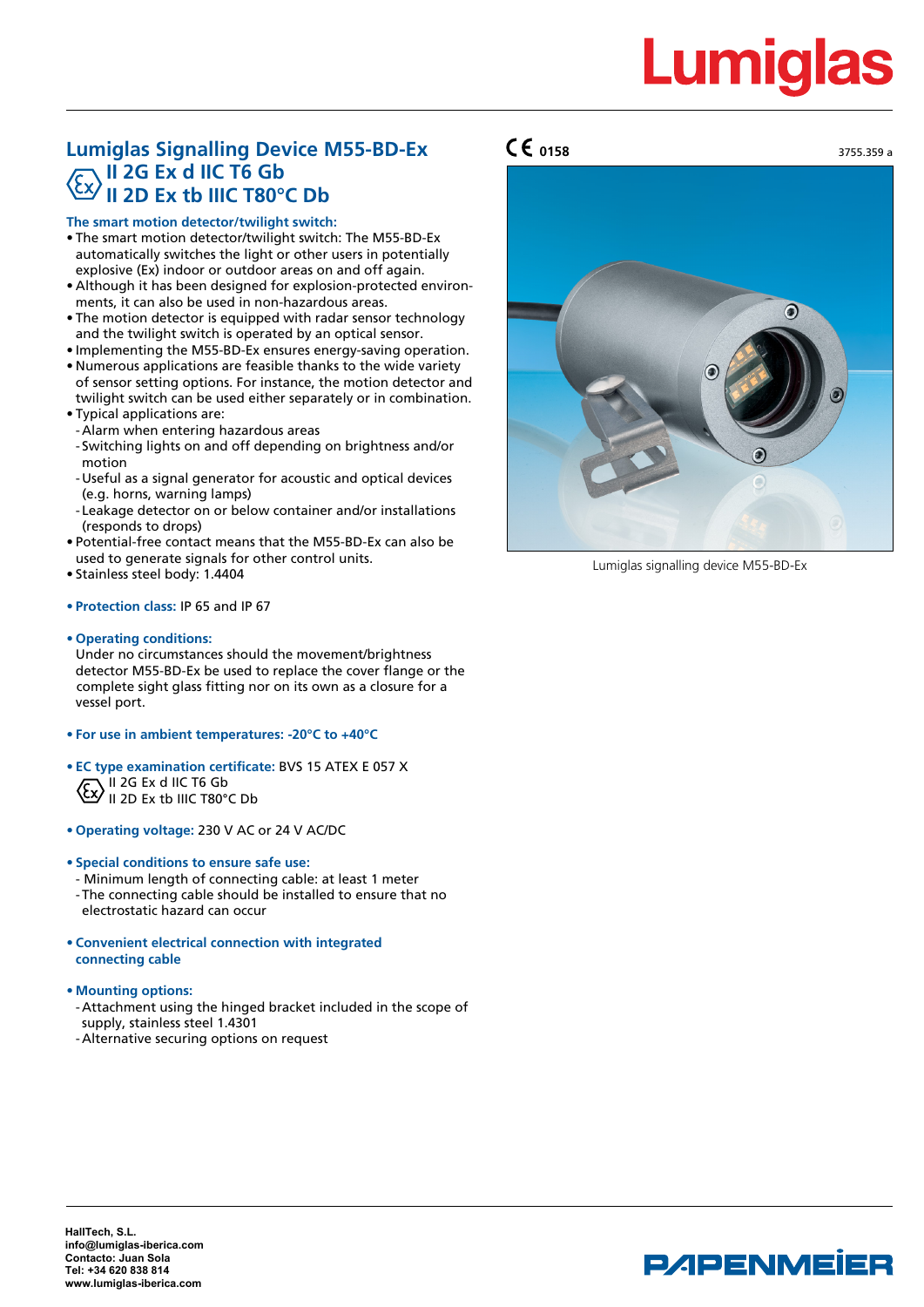# Lumiglas Signalling Device M55-BD-Ex

## II 2G Ex d IIC T6 Gb
## II 2D Ex tb IIIC T80°C Db

CE 0158

3755.359 a

**The smart motion detector/twilight switch:**

- The smart motion detector/twilight switch: The M55-BD-Ex automatically switches the light or other users in potentially explosive (Ex) indoor or outdoor areas on and off again.
- Although it has been designed for explosion-protected environments, it can also be used in non-hazardous areas.
- The motion detector is equipped with radar sensor technology and the twilight switch is operated by an optical sensor.
- Implementing the M55-BD-Ex ensures energy-saving operation.
- Numerous applications are feasible thanks to the wide variety of sensor setting options. For instance, the motion detector and twilight switch can be used either separately or in combination.
- Typical applications are:
  - Alarm when entering hazardous areas
  - Switching lights on and off depending on brightness and/or motion
  - Useful as a signal generator for acoustic and optical devices (e.g. horns, warning lamps)
  - Leakage detector on or below container and/or installations (responds to drops)
- Potential-free contact means that the M55-BD-Ex can also be used to generate signals for other control units.
- Stainless steel body: 1.4404

- **Protection class:** IP 65 and IP 67

- **Operating conditions:**
  Under no circumstances should the movement/brightness detector M55-BD-Ex be used to replace the cover flange or the complete sight glass fitting nor on its own as a closure for a vessel port.

- **For use in ambient temperatures: -20°C to +40°C**

- **EC type examination certificate:** BVS 15 ATEX E 057 X
  II 2G Ex d IIC T6 Gb
  II 2D Ex tb IIIC T80°C Db

- **Operating voltage:** 230 V AC or 24 V AC/DC

- **Special conditions to ensure safe use:**
  - Minimum length of connecting cable: at least 1 meter
  - The connecting cable should be installed to ensure that no electrostatic hazard can occur

- **Convenient electrical connection with integrated connecting cable**

- **Mounting options:**
  - Attachment using the hinged bracket included in the scope of supply, stainless steel 1.4301
  - Alternative securing options on request

Lumiglas signalling device M55-BD-Ex

**HallTech, S.L.**
**info@lumiglas-iberica.com**
**Contacto: Juan Sola**
**Tel: +34 620 838 814**
**www.lumiglas-iberica.com**

PAPENMEIER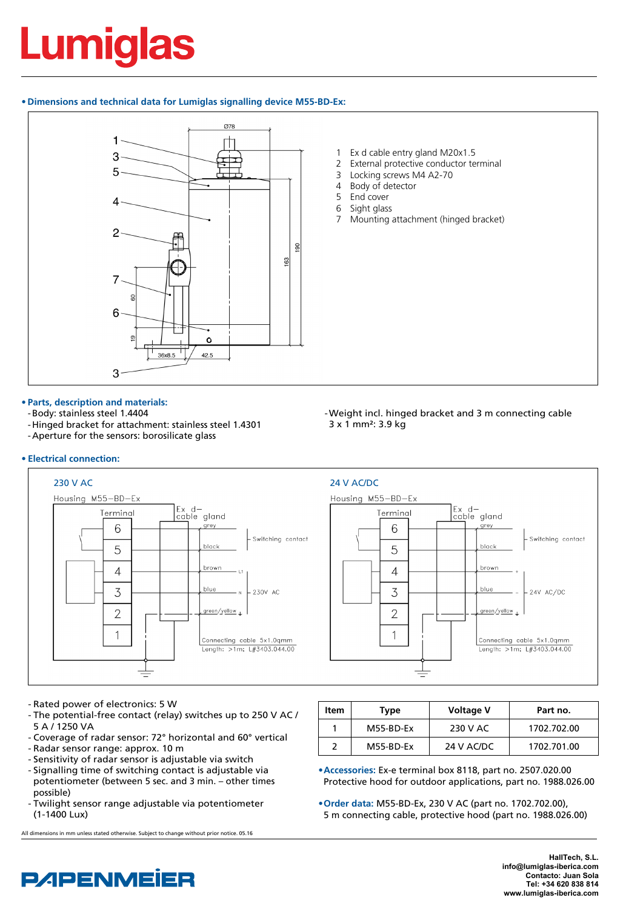# Lumiglas

**• Dimensions and technical data for Lumiglas signalling device M55-BD-Ex:**

Ø78
163
190
60
19
36x8.5
42.5

1 Ex d cable entry gland M20x1.5
2 External protective conductor terminal
3 Locking screws M4 A2-70
4 Body of detector
5 End cover
6 Sight glass
7 Mounting attachment (hinged bracket)

**• Parts, description and materials:**

- Body: stainless steel 1.4404
- Hinged bracket for attachment: stainless steel 1.4301
- Aperture for the sensors: borosilicate glass
- Weight incl. hinged bracket and 3 m connecting cable 3 x 1 mm²: 3.9 kg

**• Electrical connection:**

230 V AC

Housing M55–BD–Ex
Terminal
6
5
4
3
2
1
Ex d–cable gland
grey
black
brown
blue
green/yellow
Switching contact
L1
N
230V AC
Connecting cable 5x1.0qmm
Length: >1m; L#3403.044.00

24 V AC/DC

Housing M55–BD–Ex
Terminal
6
5
4
3
2
1
Ex d–cable gland
grey
black
brown
blue
green/yellow
Switching contact
+
–
24V AC/DC
Connecting cable 5x1.0qmm
Length: >1m; L#3403.044.00

- Rated power of electronics: 5 W
- The potential-free contact (relay) switches up to 250 V AC / 5 A / 1250 VA
- Coverage of radar sensor: 72° horizontal and 60° vertical
- Radar sensor range: approx. 10 m
- Sensitivity of radar sensor is adjustable via switch
- Signalling time of switching contact is adjustable via potentiometer (between 5 sec. and 3 min. – other times possible)
- Twilight sensor range adjustable via potentiometer (1-1400 Lux)

| Item | Type | Voltage V | Part no. |
|---|---|---|---|
| 1 | M55-BD-Ex | 230 V AC | 1702.702.00 |
| 2 | M55-BD-Ex | 24 V AC/DC | 1702.701.00 |

**• Accessories:** Ex-e terminal box 8118, part no. 2507.020.00
Protective hood for outdoor applications, part no. 1988.026.00

**• Order data:** M55-BD-Ex, 230 V AC (part no. 1702.702.00), 5 m connecting cable, protective hood (part no. 1988.026.00)

All dimensions in mm unless stated otherwise. Subject to change without prior notice. 05.16

PAPENMEIER

**HallTech, S.L.**
**info@lumiglas-iberica.com**
**Contacto: Juan Sola**
**Tel: +34 620 838 814**
**www.lumiglas-iberica.com**